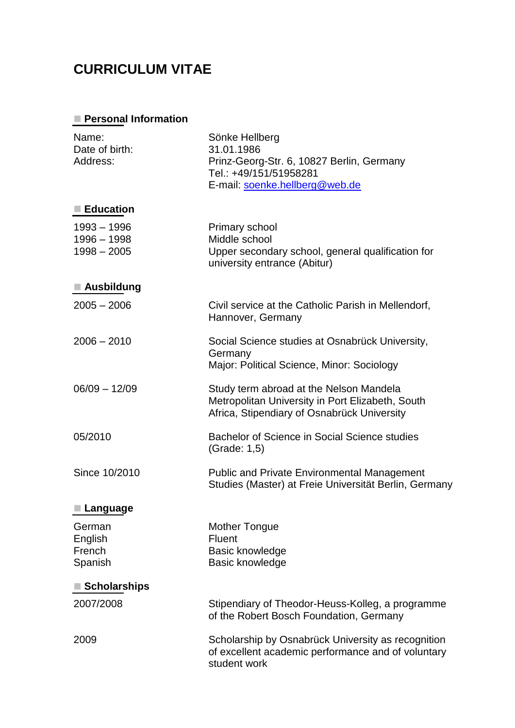# CURRICULUM VITAE

## Personal Information

| | |
|---|---|
| Name: | Sönke Hellberg |
| Date of birth: | 31.01.1986 |
| Address: | Prinz-Georg-Str. 6, 10827 Berlin, Germany<br>Tel.: +49/151/51958281<br>E-mail: soenke.hellberg@web.de |

## Education

| | |
|---|---|
| 1993 – 1996 | Primary school |
| 1996 – 1998 | Middle school |
| 1998 – 2005 | Upper secondary school, general qualification for university entrance (Abitur) |

## Ausbildung

| | |
|---|---|
| 2005 – 2006 | Civil service at the Catholic Parish in Mellendorf, Hannover, Germany |
| 2006 – 2010 | Social Science studies at Osnabrück University, Germany<br>Major: Political Science, Minor: Sociology |
| 06/09 – 12/09 | Study term abroad at the Nelson Mandela Metropolitan University in Port Elizabeth, South Africa, Stipendiary of Osnabrück University |
| 05/2010 | Bachelor of Science in Social Science studies (Grade: 1,5) |
| Since 10/2010 | Public and Private Environmental Management Studies (Master) at Freie Universität Berlin, Germany |

## Language

| | |
|---|---|
| German | Mother Tongue |
| English | Fluent |
| French | Basic knowledge |
| Spanish | Basic knowledge |

## Scholarships

| | |
|---|---|
| 2007/2008 | Stipendiary of Theodor-Heuss-Kolleg, a programme of the Robert Bosch Foundation, Germany |
| 2009 | Scholarship by Osnabrück University as recognition of excellent academic performance and of voluntary student work |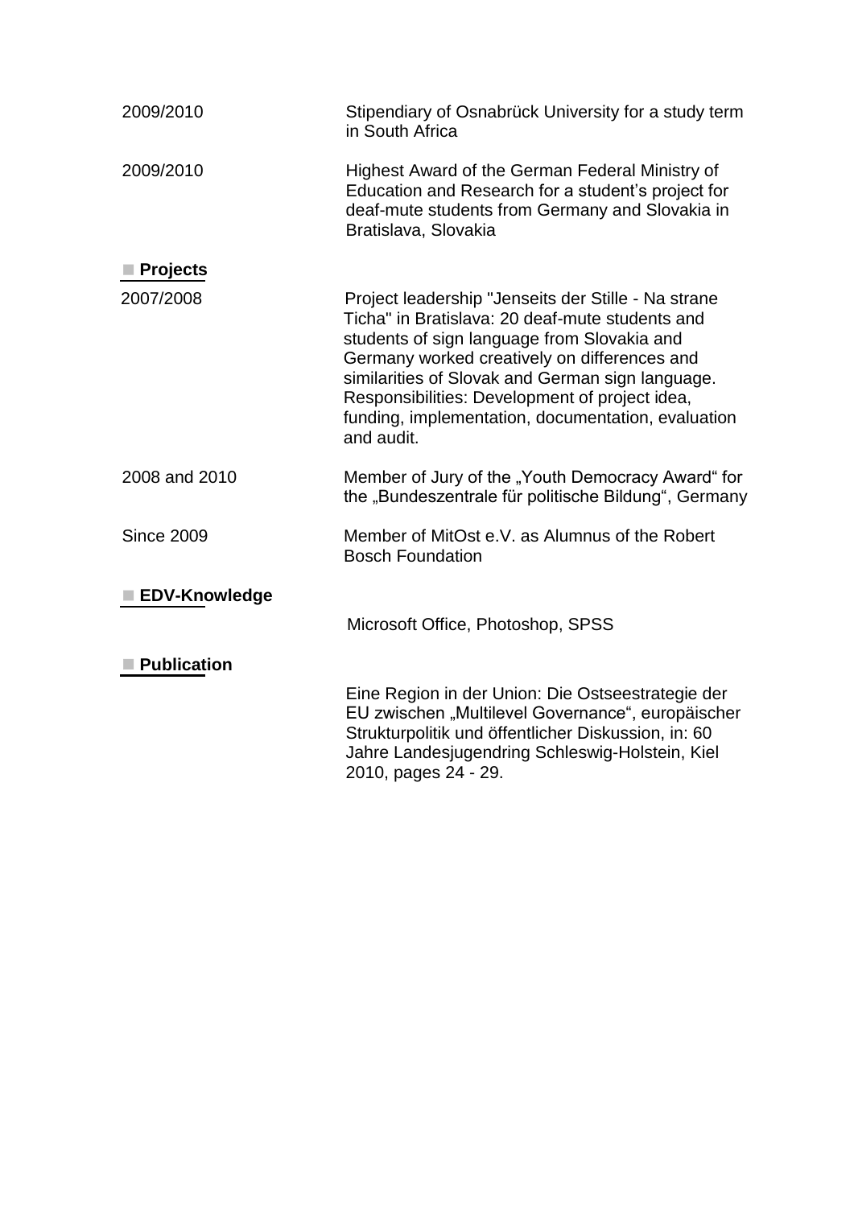| | |
|---|---|
| 2009/2010 | Stipendiary of Osnabrück University for a study term in South Africa |
| 2009/2010 | Highest Award of the German Federal Ministry of Education and Research for a student's project for deaf-mute students from Germany and Slovakia in Bratislava, Slovakia |

## ■ Projects

| | |
|---|---|
| 2007/2008 | Project leadership "Jenseits der Stille - Na strane Ticha" in Bratislava: 20 deaf-mute students and students of sign language from Slovakia and Germany worked creatively on differences and similarities of Slovak and German sign language. Responsibilities: Development of project idea, funding, implementation, documentation, evaluation and audit. |
| 2008 and 2010 | Member of Jury of the „Youth Democracy Award" for the „Bundeszentrale für politische Bildung", Germany |
| Since 2009 | Member of MitOst e.V. as Alumnus of the Robert Bosch Foundation |

## ■ EDV-Knowledge

Microsoft Office, Photoshop, SPSS

## ■ Publication

Eine Region in der Union: Die Ostseestrategie der EU zwischen „Multilevel Governance", europäischer Strukturpolitik und öffentlicher Diskussion, in: 60 Jahre Landesjugendring Schleswig-Holstein, Kiel 2010, pages 24 - 29.